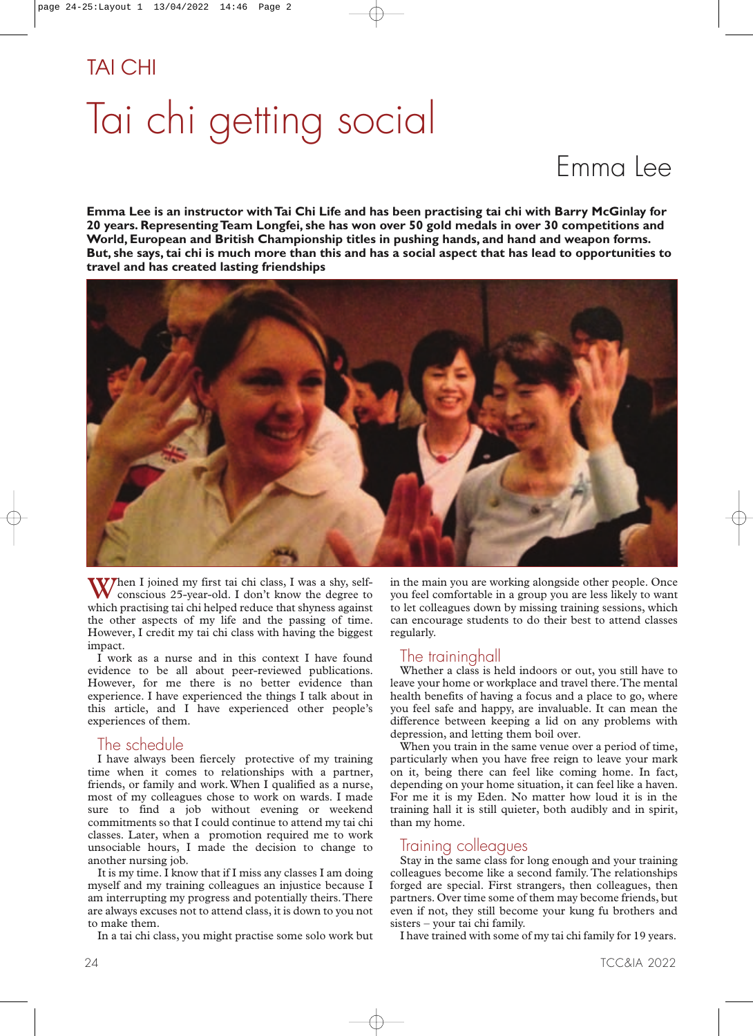TAI CHI

# Tai chi getting social

Emma Lee

**Emma Lee is an instructor with Tai Chi Life and has been practising tai chi with Barry McGinlay for 20 years. Representing Team Longfei, she has won over 50 gold medals in over 30 competitions and World, European and British Championship titles in pushing hands, and hand and weapon forms. But, she says, tai chi is much more than this and has a social aspect that has lead to opportunities to travel and has created lasting friendships**

When I joined my first tai chi class, I was a shy, self-conscious 25-year-old. I don't know the degree to which practising tai chi helped reduce that shyness against the other aspects of my life and the passing of time. However, I credit my tai chi class with having the biggest impact.

I work as a nurse and in this context I have found evidence to be all about peer-reviewed publications. However, for me there is no better evidence than experience. I have experienced the things I talk about in this article, and I have experienced other people's experiences of them.

## The schedule

I have always been fiercely protective of my training time when it comes to relationships with a partner, friends, or family and work. When I qualified as a nurse, most of my colleagues chose to work on wards. I made sure to find a job without evening or weekend commitments so that I could continue to attend my tai chi classes. Later, when a promotion required me to work unsociable hours, I made the decision to change to another nursing job.

It is my time. I know that if I miss any classes I am doing myself and my training colleagues an injustice because I am interrupting my progress and potentially theirs. There are always excuses not to attend class, it is down to you not to make them.

In a tai chi class, you might practise some solo work but in the main you are working alongside other people. Once you feel comfortable in a group you are less likely to want to let colleagues down by missing training sessions, which can encourage students to do their best to attend classes regularly.

## The traininghall

Whether a class is held indoors or out, you still have to leave your home or workplace and travel there. The mental health benefits of having a focus and a place to go, where you feel safe and happy, are invaluable. It can mean the difference between keeping a lid on any problems with depression, and letting them boil over.

When you train in the same venue over a period of time, particularly when you have free reign to leave your mark on it, being there can feel like coming home. In fact, depending on your home situation, it can feel like a haven. For me it is my Eden. No matter how loud it is in the training hall it is still quieter, both audibly and in spirit, than my home.

## Training colleagues

Stay in the same class for long enough and your training colleagues become like a second family. The relationships forged are special. First strangers, then colleagues, then partners. Over time some of them may become friends, but even if not, they still become your kung fu brothers and sisters – your tai chi family.

I have trained with some of my tai chi family for 19 years.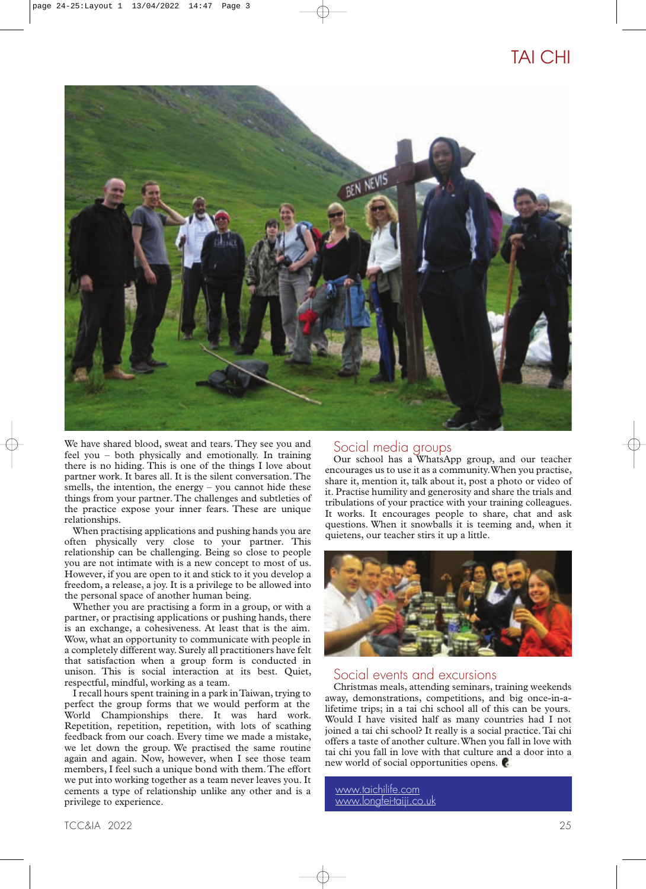We have shared blood, sweat and tears. They see you and feel you – both physically and emotionally. In training there is no hiding. This is one of the things I love about partner work. It bares all. It is the silent conversation. The smells, the intention, the energy – you cannot hide these things from your partner. The challenges and subtleties of the practice expose your inner fears. These are unique relationships.

When practising applications and pushing hands you are often physically very close to your partner. This relationship can be challenging. Being so close to people you are not intimate with is a new concept to most of us. However, if you are open to it and stick to it you develop a freedom, a release, a joy. It is a privilege to be allowed into the personal space of another human being.

Whether you are practising a form in a group, or with a partner, or practising applications or pushing hands, there is an exchange, a cohesiveness. At least that is the aim. Wow, what an opportunity to communicate with people in a completely different way. Surely all practitioners have felt that satisfaction when a group form is conducted in unison. This is social interaction at its best. Quiet, respectful, mindful, working as a team.

I recall hours spent training in a park in Taiwan, trying to perfect the group forms that we would perform at the World Championships there. It was hard work. Repetition, repetition, repetition, with lots of scathing feedback from our coach. Every time we made a mistake, we let down the group. We practised the same routine again and again. Now, however, when I see those team members, I feel such a unique bond with them. The effort we put into working together as a team never leaves you. It cements a type of relationship unlike any other and is a privilege to experience.

## Social media groups

Our school has a WhatsApp group, and our teacher encourages us to use it as a community. When you practise, share it, mention it, talk about it, post a photo or video of it. Practise humility and generosity and share the trials and tribulations of your practice with your training colleagues. It works. It encourages people to share, chat and ask questions. When it snowballs it is teeming and, when it quietens, our teacher stirs it up a little.

## Social events and excursions

Christmas meals, attending seminars, training weekends away, demonstrations, competitions, and big once-in-a-lifetime trips; in a tai chi school all of this can be yours. Would I have visited half as many countries had I not joined a tai chi school? It really is a social practice. Tai chi offers a taste of another culture. When you fall in love with tai chi you fall in love with that culture and a door into a new world of social opportunities opens.

www.taichilife.com
www.longfei-taiji.co.uk